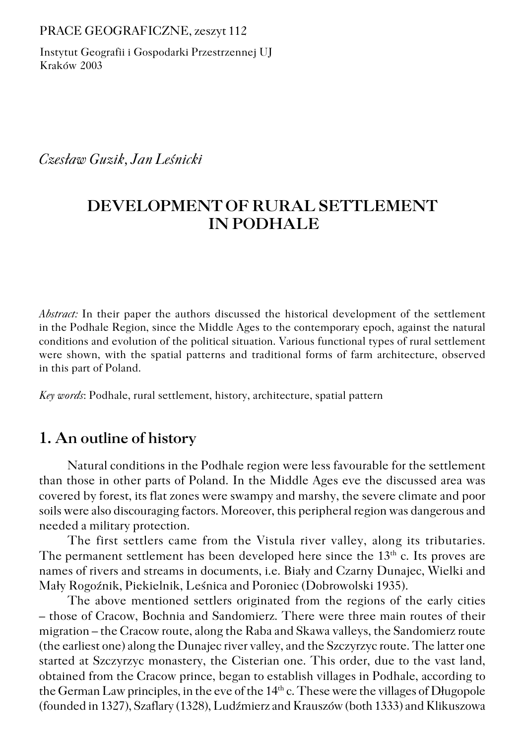PRACE GEOGRAFICZNE, zeszyt 112

Instytut Geografii i Gospodarki Przestrzennej UJ
Kraków 2003

*Czesław Guzik, Jan Leśnicki*

# DEVELOPMENT OF RURAL SETTLEMENT IN PODHALE

*Abstract:* In their paper the authors discussed the historical development of the settlement in the Podhale Region, since the Middle Ages to the contemporary epoch, against the natural conditions and evolution of the political situation. Various functional types of rural settlement were shown, with the spatial patterns and traditional forms of farm architecture, observed in this part of Poland.

*Key words*: Podhale, rural settlement, history, architecture, spatial pattern

## 1. An outline of history

Natural conditions in the Podhale region were less favourable for the settlement than those in other parts of Poland. In the Middle Ages eve the discussed area was covered by forest, its flat zones were swampy and marshy, the severe climate and poor soils were also discouraging factors. Moreover, this peripheral region was dangerous and needed a military protection.

The first settlers came from the Vistula river valley, along its tributaries. The permanent settlement has been developed here since the 13th c. Its proves are names of rivers and streams in documents, i.e. Biały and Czarny Dunajec, Wielki and Mały Rogoźnik, Piekielnik, Leśnica and Poroniec (Dobrowolski 1935).

The above mentioned settlers originated from the regions of the early cities – those of Cracow, Bochnia and Sandomierz. There were three main routes of their migration – the Cracow route, along the Raba and Skawa valleys, the Sandomierz route (the earliest one) along the Dunajec river valley, and the Szczyrzyc route. The latter one started at Szczyrzyc monastery, the Cisterian one. This order, due to the vast land, obtained from the Cracow prince, began to establish villages in Podhale, according to the German Law principles, in the eve of the 14th c. These were the villages of Długopole (founded in 1327), Szaflary (1328), Ludźmierz and Krauszów (both 1333) and Klikuszowa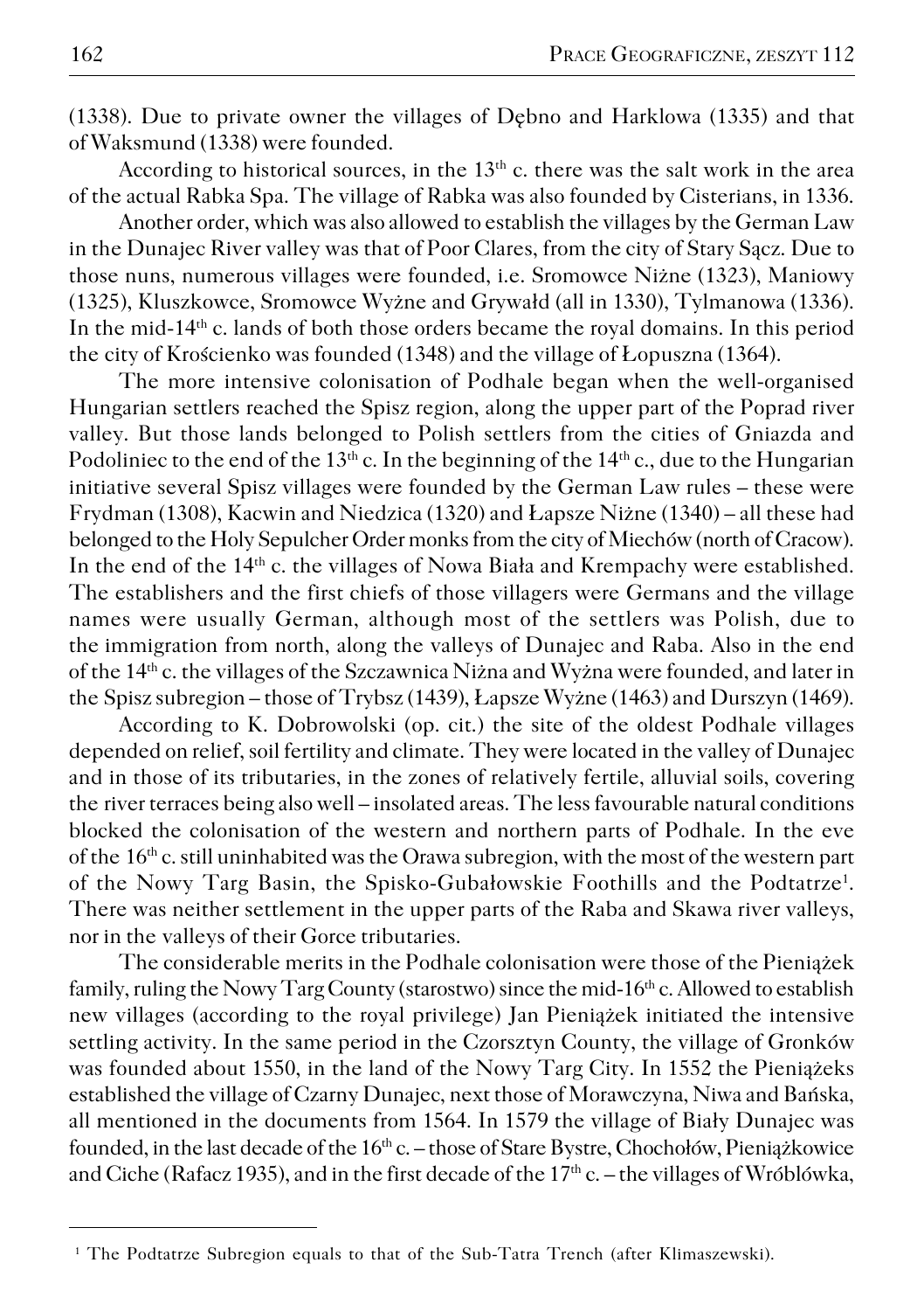(1338). Due to private owner the villages of Dębno and Harklowa (1335) and that of Waksmund (1338) were founded.

According to historical sources, in the $13^{th}$ c. there was the salt work in the area of the actual Rabka Spa. The village of Rabka was also founded by Cisterians, in 1336.

Another order, which was also allowed to establish the villages by the German Law in the Dunajec River valley was that of Poor Clares, from the city of Stary Sącz. Due to those nuns, numerous villages were founded, i.e. Sromowce Niżne (1323), Maniowy (1325), Kluszkowce, Sromowce Wyżne and Grywałd (all in 1330), Tylmanowa (1336). In the mid-$14^{th}$ c. lands of both those orders became the royal domains. In this period the city of Krościenko was founded (1348) and the village of Łopuszna (1364).

The more intensive colonisation of Podhale began when the well-organised Hungarian settlers reached the Spisz region, along the upper part of the Poprad river valley. But those lands belonged to Polish settlers from the cities of Gniazda and Podoliniec to the end of the $13^{th}$ c. In the beginning of the $14^{th}$ c., due to the Hungarian initiative several Spisz villages were founded by the German Law rules – these were Frydman (1308), Kacwin and Niedzica (1320) and Łapsze Niżne (1340) – all these had belonged to the Holy Sepulcher Order monks from the city of Miechów (north of Cracow). In the end of the $14^{th}$ c. the villages of Nowa Biała and Krempachy were established. The establishers and the first chiefs of those villagers were Germans and the village names were usually German, although most of the settlers was Polish, due to the immigration from north, along the valleys of Dunajec and Raba. Also in the end of the $14^{th}$ c. the villages of the Szczawnica Niżna and Wyżna were founded, and later in the Spisz subregion – those of Trybsz (1439), Łapsze Wyżne (1463) and Durszyn (1469).

According to K. Dobrowolski (op. cit.) the site of the oldest Podhale villages depended on relief, soil fertility and climate. They were located in the valley of Dunajec and in those of its tributaries, in the zones of relatively fertile, alluvial soils, covering the river terraces being also well – insolated areas. The less favourable natural conditions blocked the colonisation of the western and northern parts of Podhale. In the eve of the $16^{th}$ c. still uninhabited was the Orawa subregion, with the most of the western part of the Nowy Targ Basin, the Spisko-Gubałowskie Foothills and the Podtatrze[1]. There was neither settlement in the upper parts of the Raba and Skawa river valleys, nor in the valleys of their Gorce tributaries.

The considerable merits in the Podhale colonisation were those of the Pieniążek family, ruling the Nowy Targ County (starostwo) since the mid-$16^{th}$ c. Allowed to establish new villages (according to the royal privilege) Jan Pieniążek initiated the intensive settling activity. In the same period in the Czorsztyn County, the village of Gronków was founded about 1550, in the land of the Nowy Targ City. In 1552 the Pieniążeks established the village of Czarny Dunajec, next those of Morawczyna, Niwa and Bańska, all mentioned in the documents from 1564. In 1579 the village of Biały Dunajec was founded, in the last decade of the $16^{th}$ c. – those of Stare Bystre, Chochołów, Pieniążkowice and Ciche (Rafacz 1935), and in the first decade of the $17^{th}$ c. – the villages of Wróblówka,

---

[1] The Podtatrze Subregion equals to that of the Sub-Tatra Trench (after Klimaszewski).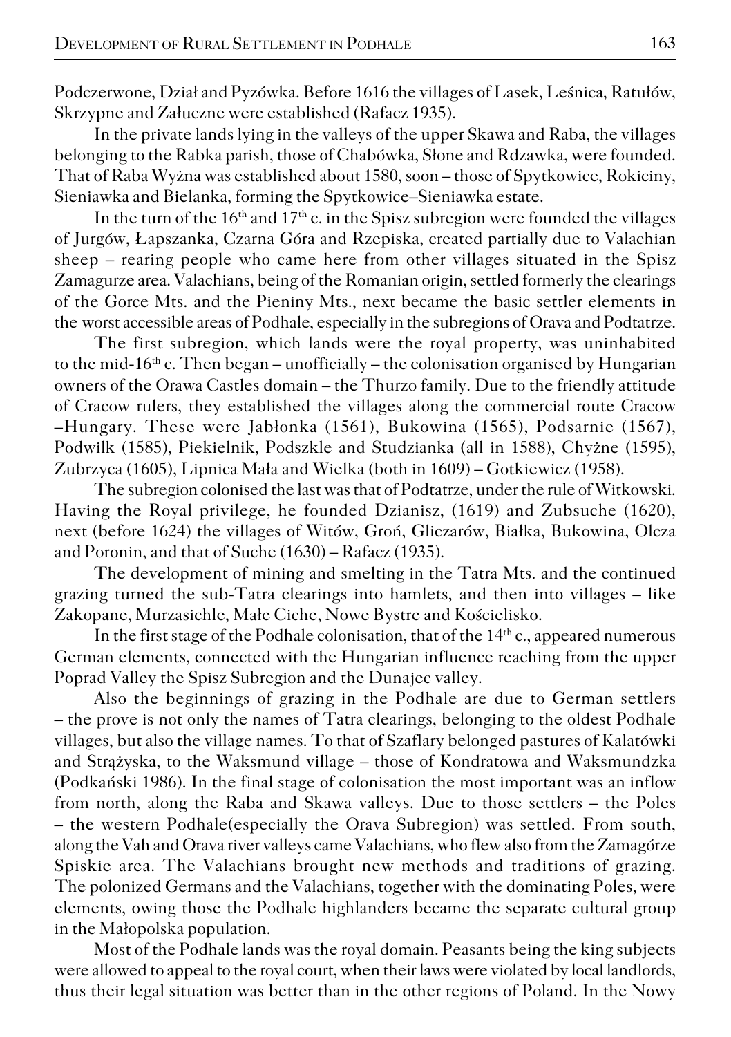Podczerwone, Dział and Pyzówka. Before 1616 the villages of Lasek, Leśnica, Ratułów, Skrzypne and Załuczne were established (Rafacz 1935).

In the private lands lying in the valleys of the upper Skawa and Raba, the villages belonging to the Rabka parish, those of Chabówka, Słone and Rdzawka, were founded. That of Raba Wyżna was established about 1580, soon – those of Spytkowice, Rokiciny, Sieniawka and Bielanka, forming the Spytkowice–Sieniawka estate.

In the turn of the 16th and 17th c. in the Spisz subregion were founded the villages of Jurgów, Łapszanka, Czarna Góra and Rzepiska, created partially due to Valachian sheep – rearing people who came here from other villages situated in the Spisz Zamagurze area. Valachians, being of the Romanian origin, settled formerly the clearings of the Gorce Mts. and the Pieniny Mts., next became the basic settler elements in the worst accessible areas of Podhale, especially in the subregions of Orava and Podtatrze.

The first subregion, which lands were the royal property, was uninhabited to the mid-16th c. Then began – unofficially – the colonisation organised by Hungarian owners of the Orawa Castles domain – the Thurzo family. Due to the friendly attitude of Cracow rulers, they established the villages along the commercial route Cracow –Hungary. These were Jabłonka (1561), Bukowina (1565), Podsarnie (1567), Podwilk (1585), Piekielnik, Podszkle and Studzianka (all in 1588), Chyżne (1595), Zubrzyca (1605), Lipnica Mała and Wielka (both in 1609) – Gotkiewicz (1958).

The subregion colonised the last was that of Podtatrze, under the rule of Witkowski. Having the Royal privilege, he founded Dzianisz, (1619) and Zubsuche (1620), next (before 1624) the villages of Witów, Groń, Gliczarów, Białka, Bukowina, Olcza and Poronin, and that of Suche (1630) – Rafacz (1935).

The development of mining and smelting in the Tatra Mts. and the continued grazing turned the sub-Tatra clearings into hamlets, and then into villages – like Zakopane, Murzasichle, Małe Ciche, Nowe Bystre and Kościelisko.

In the first stage of the Podhale colonisation, that of the 14th c., appeared numerous German elements, connected with the Hungarian influence reaching from the upper Poprad Valley the Spisz Subregion and the Dunajec valley.

Also the beginnings of grazing in the Podhale are due to German settlers – the prove is not only the names of Tatra clearings, belonging to the oldest Podhale villages, but also the village names. To that of Szaflary belonged pastures of Kalatówki and Strążyska, to the Waksmund village – those of Kondratowa and Waksmundzka (Podkański 1986). In the final stage of colonisation the most important was an inflow from north, along the Raba and Skawa valleys. Due to those settlers – the Poles – the western Podhale(especially the Orava Subregion) was settled. From south, along the Vah and Orava river valleys came Valachians, who flew also from the Zamagórze Spiskie area. The Valachians brought new methods and traditions of grazing. The polonized Germans and the Valachians, together with the dominating Poles, were elements, owing those the Podhale highlanders became the separate cultural group in the Małopolska population.

Most of the Podhale lands was the royal domain. Peasants being the king subjects were allowed to appeal to the royal court, when their laws were violated by local landlords, thus their legal situation was better than in the other regions of Poland. In the Nowy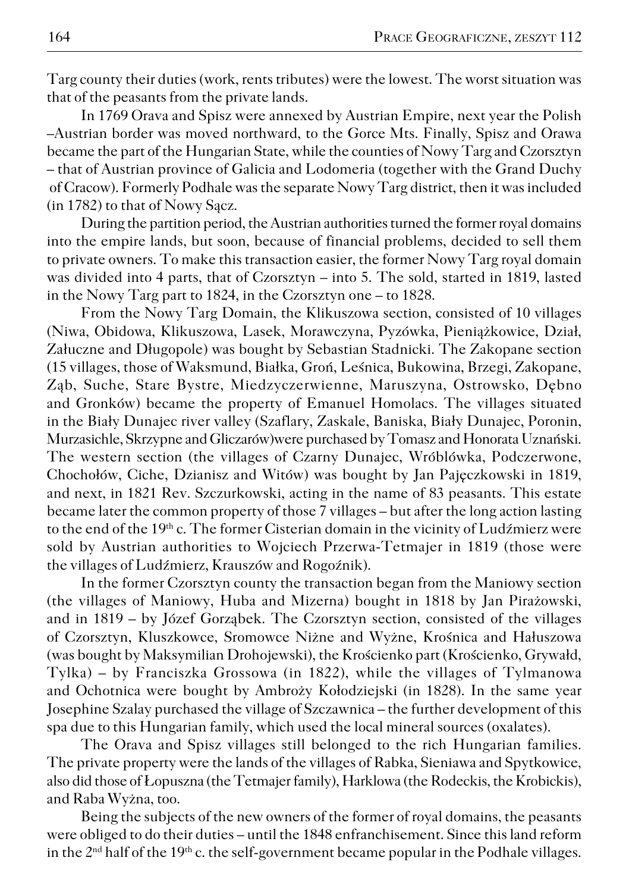Targ county their duties (work, rents tributes) were the lowest. The worst situation was that of the peasants from the private lands.

In 1769 Orava and Spisz were annexed by Austrian Empire, next year the Polish –Austrian border was moved northward, to the Gorce Mts. Finally, Spisz and Orawa became the part of the Hungarian State, while the counties of Nowy Targ and Czorsztyn – that of Austrian province of Galicia and Lodomeria (together with the Grand Duchy of Cracow). Formerly Podhale was the separate Nowy Targ district, then it was included (in 1782) to that of Nowy Sącz.

During the partition period, the Austrian authorities turned the former royal domains into the empire lands, but soon, because of financial problems, decided to sell them to private owners. To make this transaction easier, the former Nowy Targ royal domain was divided into 4 parts, that of Czorsztyn – into 5. The sold, started in 1819, lasted in the Nowy Targ part to 1824, in the Czorsztyn one – to 1828.

From the Nowy Targ Domain, the Klikuszowa section, consisted of 10 villages (Niwa, Obidowa, Klikuszowa, Lasek, Morawczyna, Pyzówka, Pieniążkowice, Dział, Załuczne and Długopole) was bought by Sebastian Stadnicki. The Zakopane section (15 villages, those of Waksmund, Białka, Groń, Leśnica, Bukowina, Brzegi, Zakopane, Ząb, Suche, Stare Bystre, Miedzyczerwienne, Maruszyna, Ostrowsko, Dębno and Gronków) became the property of Emanuel Homolacs. The villages situated in the Biały Dunajec river valley (Szaflary, Zaskale, Baniska, Biały Dunajec, Poronin, Murzasichle, Skrzypne and Gliczarów)were purchased by Tomasz and Honorata Uznański. The western section (the villages of Czarny Dunajec, Wróblówka, Podczerwone, Chochołów, Ciche, Dzianisz and Witów) was bought by Jan Pajęczkowski in 1819, and next, in 1821 Rev. Szczurkowski, acting in the name of 83 peasants. This estate became later the common property of those 7 villages – but after the long action lasting to the end of the 19th c. The former Cisterian domain in the vicinity of Ludźmierz were sold by Austrian authorities to Wojciech Przerwa-Tetmajer in 1819 (those were the villages of Ludźmierz, Krauszów and Rogoźnik).

In the former Czorsztyn county the transaction began from the Maniowy section (the villages of Maniowy, Huba and Mizerna) bought in 1818 by Jan Pirażowski, and in 1819 – by Józef Gorząbek. The Czorsztyn section, consisted of the villages of Czorsztyn, Kluszkowce, Sromowce Niżne and Wyżne, Krośnica and Hałuszowa (was bought by Maksymilian Drohojewski), the Krościenko part (Krościenko, Grywałd, Tylka) – by Franciszka Grossowa (in 1822), while the villages of Tylmanowa and Ochotnica were bought by Ambroży Kołodziejski (in 1828). In the same year Josephine Szalay purchased the village of Szczawnica – the further development of this spa due to this Hungarian family, which used the local mineral sources (oxalates).

The Orava and Spisz villages still belonged to the rich Hungarian families. The private property were the lands of the villages of Rabka, Sieniawa and Spytkowice, also did those of Łopuszna (the Tetmajer family), Harklowa (the Rodeckis, the Krobickis), and Raba Wyżna, too.

Being the subjects of the new owners of the former of royal domains, the peasants were obliged to do their duties – until the 1848 enfranchisement. Since this land reform in the 2nd half of the 19th c. the self-government became popular in the Podhale villages.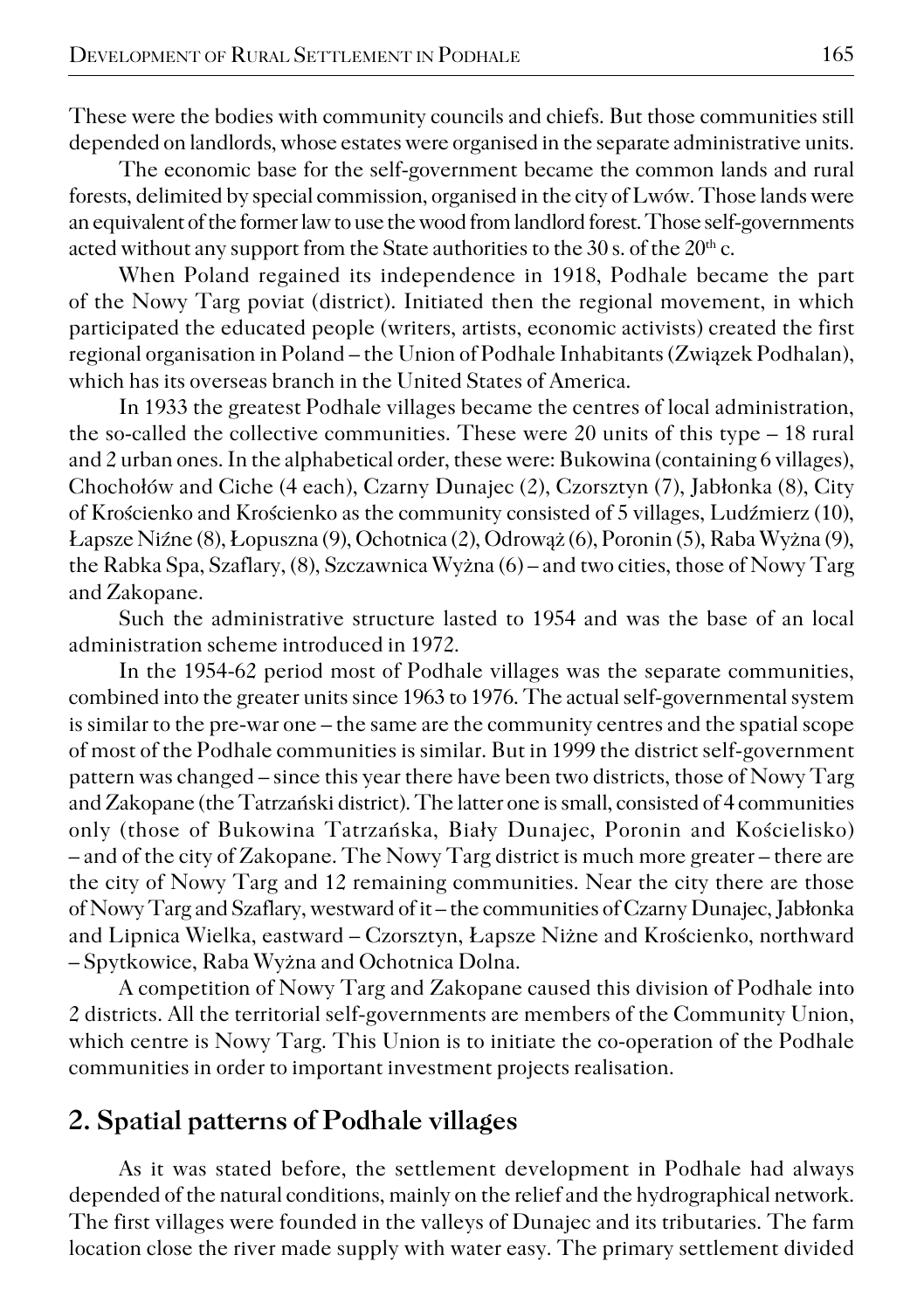These were the bodies with community councils and chiefs. But those communities still depended on landlords, whose estates were organised in the separate administrative units.

The economic base for the self-government became the common lands and rural forests, delimited by special commission, organised in the city of Lwów. Those lands were an equivalent of the former law to use the wood from landlord forest. Those self-governments acted without any support from the State authorities to the 30 s. of the 20th c.

When Poland regained its independence in 1918, Podhale became the part of the Nowy Targ poviat (district). Initiated then the regional movement, in which participated the educated people (writers, artists, economic activists) created the first regional organisation in Poland – the Union of Podhale Inhabitants (Związek Podhalan), which has its overseas branch in the United States of America.

In 1933 the greatest Podhale villages became the centres of local administration, the so-called the collective communities. These were 20 units of this type – 18 rural and 2 urban ones. In the alphabetical order, these were: Bukowina (containing 6 villages), Chochołów and Ciche (4 each), Czarny Dunajec (2), Czorsztyn (7), Jabłonka (8), City of Krościenko and Krościenko as the community consisted of 5 villages, Ludźmierz (10), Łapsze Niźne (8), Łopuszna (9), Ochotnica (2), Odrowąż (6), Poronin (5), Raba Wyżna (9), the Rabka Spa, Szaflary, (8), Szczawnica Wyżna (6) – and two cities, those of Nowy Targ and Zakopane.

Such the administrative structure lasted to 1954 and was the base of an local administration scheme introduced in 1972.

In the 1954-62 period most of Podhale villages was the separate communities, combined into the greater units since 1963 to 1976. The actual self-governmental system is similar to the pre-war one – the same are the community centres and the spatial scope of most of the Podhale communities is similar. But in 1999 the district self-government pattern was changed – since this year there have been two districts, those of Nowy Targ and Zakopane (the Tatrzański district). The latter one is small, consisted of 4 communities only (those of Bukowina Tatrzańska, Biały Dunajec, Poronin and Kościelisko) – and of the city of Zakopane. The Nowy Targ district is much more greater – there are the city of Nowy Targ and 12 remaining communities. Near the city there are those of Nowy Targ and Szaflary, westward of it – the communities of Czarny Dunajec, Jabłonka and Lipnica Wielka, eastward – Czorsztyn, Łapsze Niżne and Krościenko, northward – Spytkowice, Raba Wyżna and Ochotnica Dolna.

A competition of Nowy Targ and Zakopane caused this division of Podhale into 2 districts. All the territorial self-governments are members of the Community Union, which centre is Nowy Targ. This Union is to initiate the co-operation of the Podhale communities in order to important investment projects realisation.

## 2. Spatial patterns of Podhale villages

As it was stated before, the settlement development in Podhale had always depended of the natural conditions, mainly on the relief and the hydrographical network. The first villages were founded in the valleys of Dunajec and its tributaries. The farm location close the river made supply with water easy. The primary settlement divided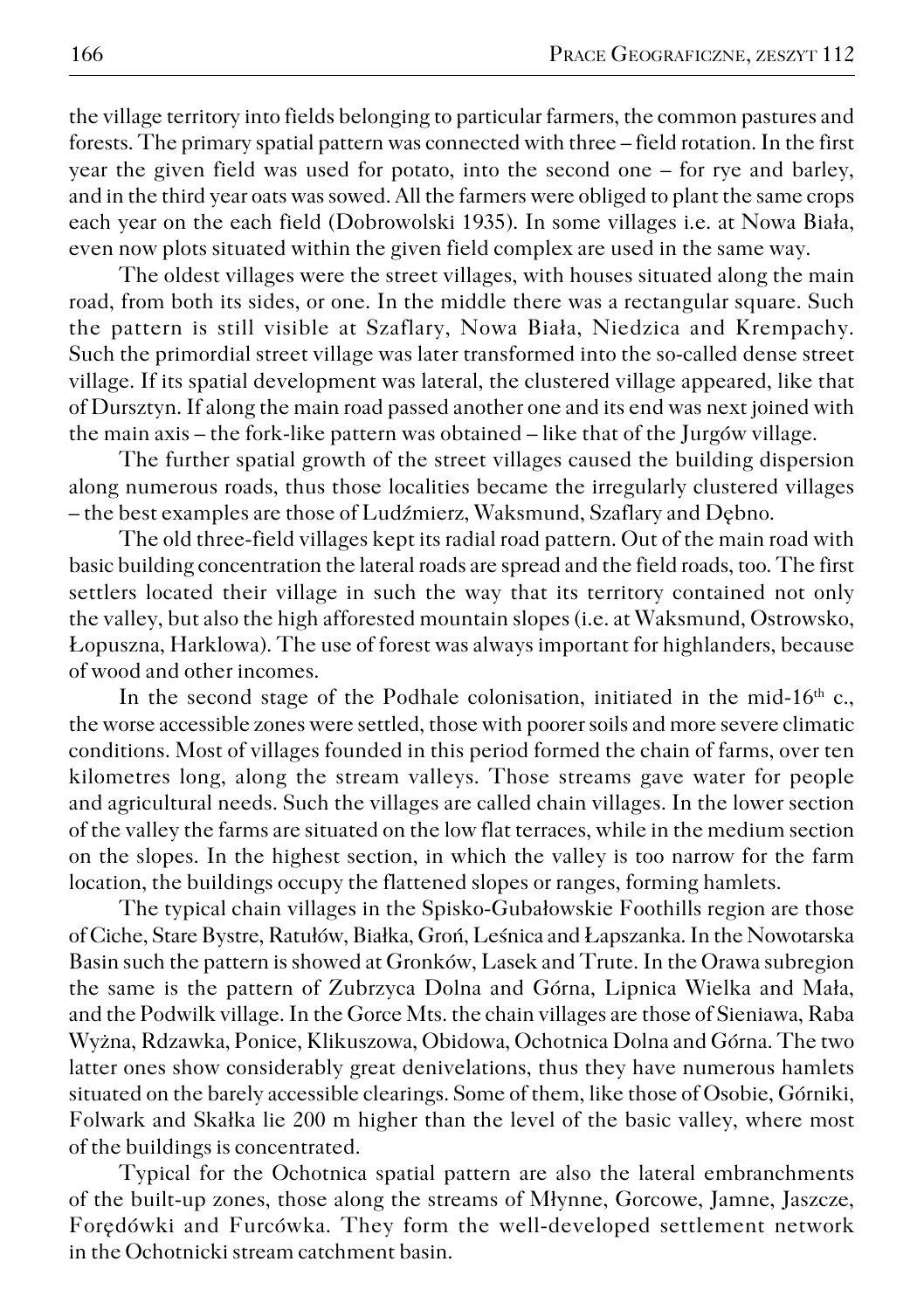the village territory into fields belonging to particular farmers, the common pastures and forests. The primary spatial pattern was connected with three – field rotation. In the first year the given field was used for potato, into the second one – for rye and barley, and in the third year oats was sowed. All the farmers were obliged to plant the same crops each year on the each field (Dobrowolski 1935). In some villages i.e. at Nowa Biała, even now plots situated within the given field complex are used in the same way.

The oldest villages were the street villages, with houses situated along the main road, from both its sides, or one. In the middle there was a rectangular square. Such the pattern is still visible at Szaflary, Nowa Biała, Niedzica and Krempachy. Such the primordial street village was later transformed into the so-called dense street village. If its spatial development was lateral, the clustered village appeared, like that of Dursztyn. If along the main road passed another one and its end was next joined with the main axis – the fork-like pattern was obtained – like that of the Jurgów village.

The further spatial growth of the street villages caused the building dispersion along numerous roads, thus those localities became the irregularly clustered villages – the best examples are those of Ludźmierz, Waksmund, Szaflary and Dębno.

The old three-field villages kept its radial road pattern. Out of the main road with basic building concentration the lateral roads are spread and the field roads, too. The first settlers located their village in such the way that its territory contained not only the valley, but also the high afforested mountain slopes (i.e. at Waksmund, Ostrowsko, Łopuszna, Harklowa). The use of forest was always important for highlanders, because of wood and other incomes.

In the second stage of the Podhale colonisation, initiated in the mid-16[th] c., the worse accessible zones were settled, those with poorer soils and more severe climatic conditions. Most of villages founded in this period formed the chain of farms, over ten kilometres long, along the stream valleys. Those streams gave water for people and agricultural needs. Such the villages are called chain villages. In the lower section of the valley the farms are situated on the low flat terraces, while in the medium section on the slopes. In the highest section, in which the valley is too narrow for the farm location, the buildings occupy the flattened slopes or ranges, forming hamlets.

The typical chain villages in the Spisko-Gubałowskie Foothills region are those of Ciche, Stare Bystre, Ratułów, Białka, Groń, Leśnica and Łapszanka. In the Nowotarska Basin such the pattern is showed at Gronków, Lasek and Trute. In the Orawa subregion the same is the pattern of Zubrzyca Dolna and Górna, Lipnica Wielka and Mała, and the Podwilk village. In the Gorce Mts. the chain villages are those of Sieniawa, Raba Wyżna, Rdzawka, Ponice, Klikuszowa, Obidowa, Ochotnica Dolna and Górna. The two latter ones show considerably great denivelations, thus they have numerous hamlets situated on the barely accessible clearings. Some of them, like those of Osobie, Górniki, Folwark and Skałka lie 200 m higher than the level of the basic valley, where most of the buildings is concentrated.

Typical for the Ochotnica spatial pattern are also the lateral embranchments of the built-up zones, those along the streams of Młynne, Gorcowe, Jamne, Jaszcze, Forędówki and Furcówka. They form the well-developed settlement network in the Ochotnicki stream catchment basin.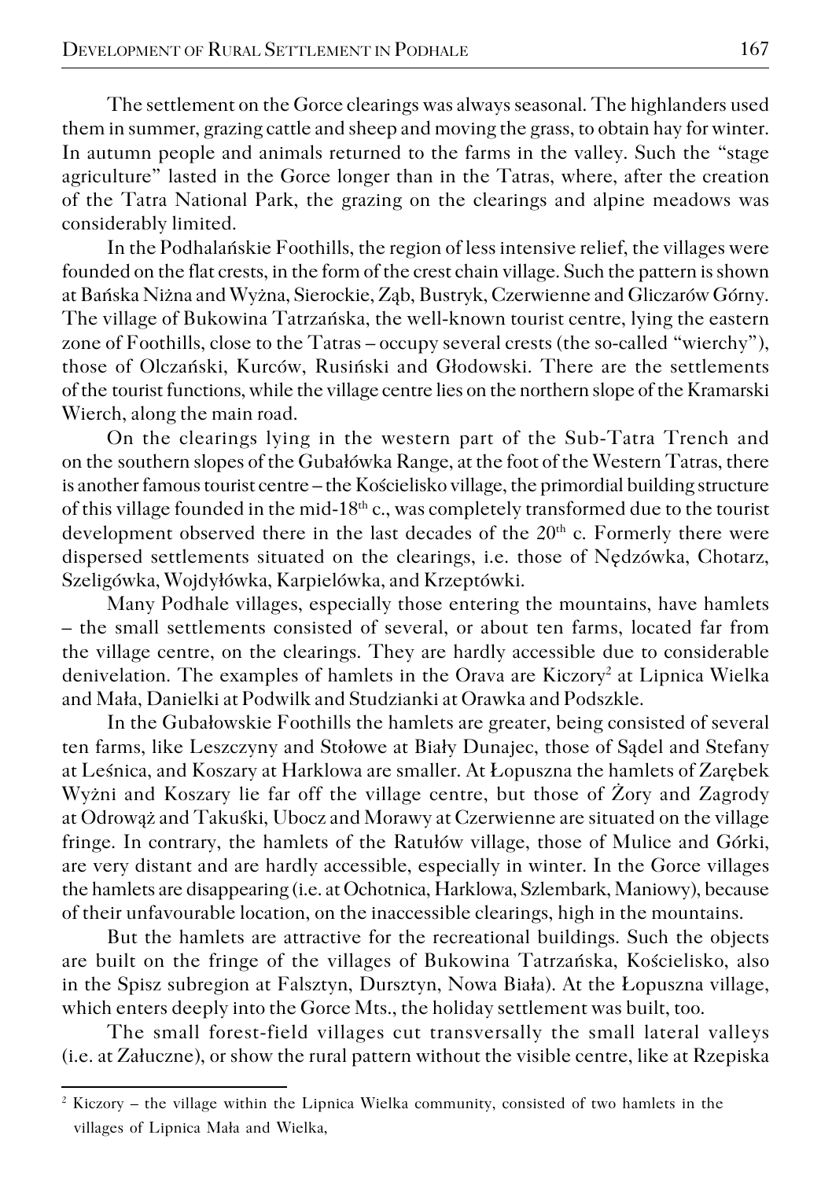The settlement on the Gorce clearings was always seasonal. The highlanders used them in summer, grazing cattle and sheep and moving the grass, to obtain hay for winter. In autumn people and animals returned to the farms in the valley. Such the "stage agriculture" lasted in the Gorce longer than in the Tatras, where, after the creation of the Tatra National Park, the grazing on the clearings and alpine meadows was considerably limited.

In the Podhalańskie Foothills, the region of less intensive relief, the villages were founded on the flat crests, in the form of the crest chain village. Such the pattern is shown at Bańska Niżna and Wyżna, Sierockie, Ząb, Bustryk, Czerwienne and Gliczarów Górny. The village of Bukowina Tatrzańska, the well-known tourist centre, lying the eastern zone of Foothills, close to the Tatras – occupy several crests (the so-called "wierchy"), those of Olczański, Kurców, Rusiński and Głodowski. There are the settlements of the tourist functions, while the village centre lies on the northern slope of the Kramarski Wierch, along the main road.

On the clearings lying in the western part of the Sub-Tatra Trench and on the southern slopes of the Gubałówka Range, at the foot of the Western Tatras, there is another famous tourist centre – the Kościelisko village, the primordial building structure of this village founded in the mid-18th c., was completely transformed due to the tourist development observed there in the last decades of the 20th c. Formerly there were dispersed settlements situated on the clearings, i.e. those of Nędzówka, Chotarz, Szeligówka, Wojdyłówka, Karpielówka, and Krzeptówki.

Many Podhale villages, especially those entering the mountains, have hamlets – the small settlements consisted of several, or about ten farms, located far from the village centre, on the clearings. They are hardly accessible due to considerable denivelation. The examples of hamlets in the Orava are Kiczory[2] at Lipnica Wielka and Mała, Danielki at Podwilk and Studzianki at Orawka and Podszkle.

In the Gubałowskie Foothills the hamlets are greater, being consisted of several ten farms, like Leszczyny and Stołowe at Biały Dunajec, those of Sądel and Stefany at Leśnica, and Koszary at Harklowa are smaller. At Łopuszna the hamlets of Zarębek Wyżni and Koszary lie far off the village centre, but those of Żory and Zagrody at Odrowąż and Takuśki, Ubocz and Morawy at Czerwienne are situated on the village fringe. In contrary, the hamlets of the Ratułów village, those of Mulice and Górki, are very distant and are hardly accessible, especially in winter. In the Gorce villages the hamlets are disappearing (i.e. at Ochotnica, Harklowa, Szlembark, Maniowy), because of their unfavourable location, on the inaccessible clearings, high in the mountains.

But the hamlets are attractive for the recreational buildings. Such the objects are built on the fringe of the villages of Bukowina Tatrzańska, Kościelisko, also in the Spisz subregion at Falsztyn, Dursztyn, Nowa Biała). At the Łopuszna village, which enters deeply into the Gorce Mts., the holiday settlement was built, too.

The small forest-field villages cut transversally the small lateral valleys (i.e. at Załuczne), or show the rural pattern without the visible centre, like at Rzepiska

[2] Kiczory – the village within the Lipnica Wielka community, consisted of two hamlets in the villages of Lipnica Mała and Wielka,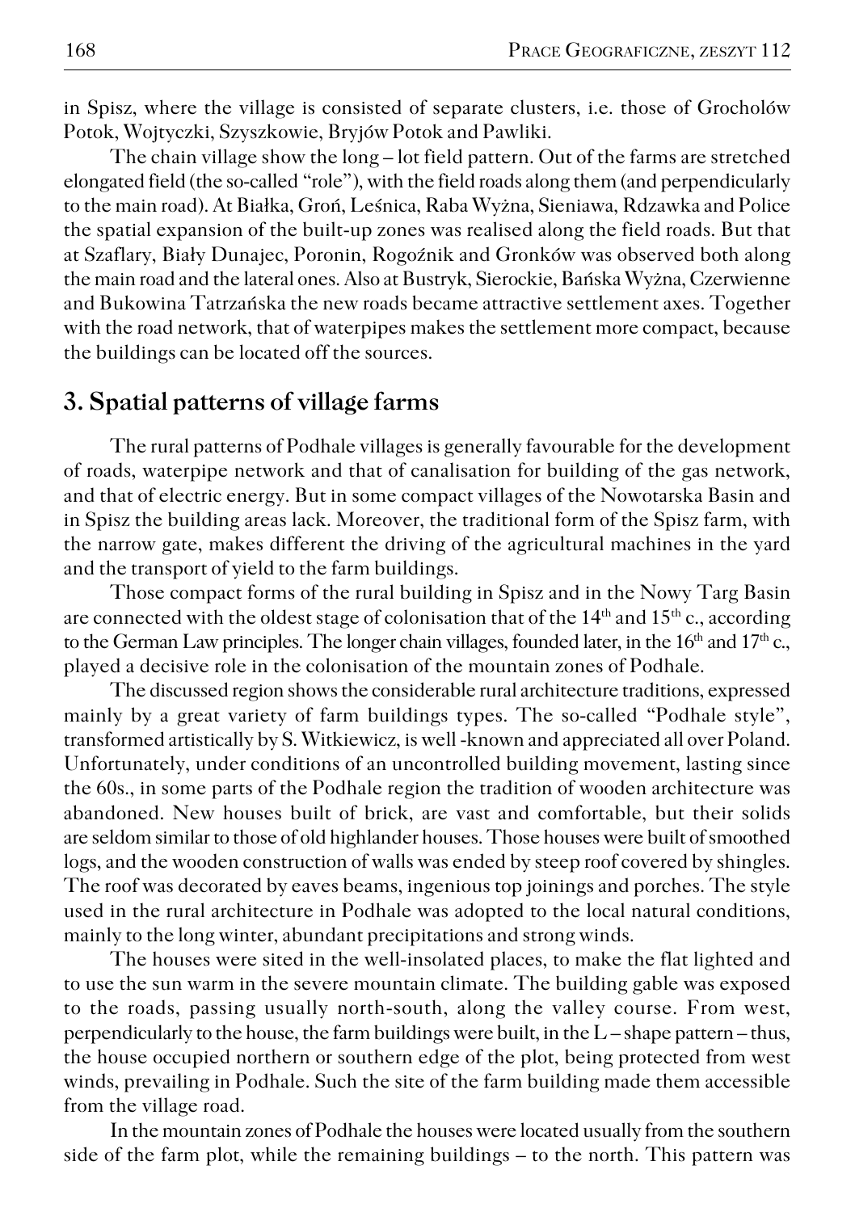in Spisz, where the village is consisted of separate clusters, i.e. those of Grocholów Potok, Wojtyczki, Szyszkowie, Bryjów Potok and Pawliki.

The chain village show the long – lot field pattern. Out of the farms are stretched elongated field (the so-called "role"), with the field roads along them (and perpendicularly to the main road). At Białka, Groń, Leśnica, Raba Wyżna, Sieniawa, Rdzawka and Police the spatial expansion of the built-up zones was realised along the field roads. But that at Szaflary, Biały Dunajec, Poronin, Rogoźnik and Gronków was observed both along the main road and the lateral ones. Also at Bustryk, Sierockie, Bańska Wyżna, Czerwienne and Bukowina Tatrzańska the new roads became attractive settlement axes. Together with the road network, that of waterpipes makes the settlement more compact, because the buildings can be located off the sources.

## 3. Spatial patterns of village farms

The rural patterns of Podhale villages is generally favourable for the development of roads, waterpipe network and that of canalisation for building of the gas network, and that of electric energy. But in some compact villages of the Nowotarska Basin and in Spisz the building areas lack. Moreover, the traditional form of the Spisz farm, with the narrow gate, makes different the driving of the agricultural machines in the yard and the transport of yield to the farm buildings.

Those compact forms of the rural building in Spisz and in the Nowy Targ Basin are connected with the oldest stage of colonisation that of the 14th and 15th c., according to the German Law principles. The longer chain villages, founded later, in the 16th and 17th c., played a decisive role in the colonisation of the mountain zones of Podhale.

The discussed region shows the considerable rural architecture traditions, expressed mainly by a great variety of farm buildings types. The so-called "Podhale style", transformed artistically by S. Witkiewicz, is well -known and appreciated all over Poland. Unfortunately, under conditions of an uncontrolled building movement, lasting since the 60s., in some parts of the Podhale region the tradition of wooden architecture was abandoned. New houses built of brick, are vast and comfortable, but their solids are seldom similar to those of old highlander houses. Those houses were built of smoothed logs, and the wooden construction of walls was ended by steep roof covered by shingles. The roof was decorated by eaves beams, ingenious top joinings and porches. The style used in the rural architecture in Podhale was adopted to the local natural conditions, mainly to the long winter, abundant precipitations and strong winds.

The houses were sited in the well-insolated places, to make the flat lighted and to use the sun warm in the severe mountain climate. The building gable was exposed to the roads, passing usually north-south, along the valley course. From west, perpendicularly to the house, the farm buildings were built, in the L – shape pattern – thus, the house occupied northern or southern edge of the plot, being protected from west winds, prevailing in Podhale. Such the site of the farm building made them accessible from the village road.

In the mountain zones of Podhale the houses were located usually from the southern side of the farm plot, while the remaining buildings – to the north. This pattern was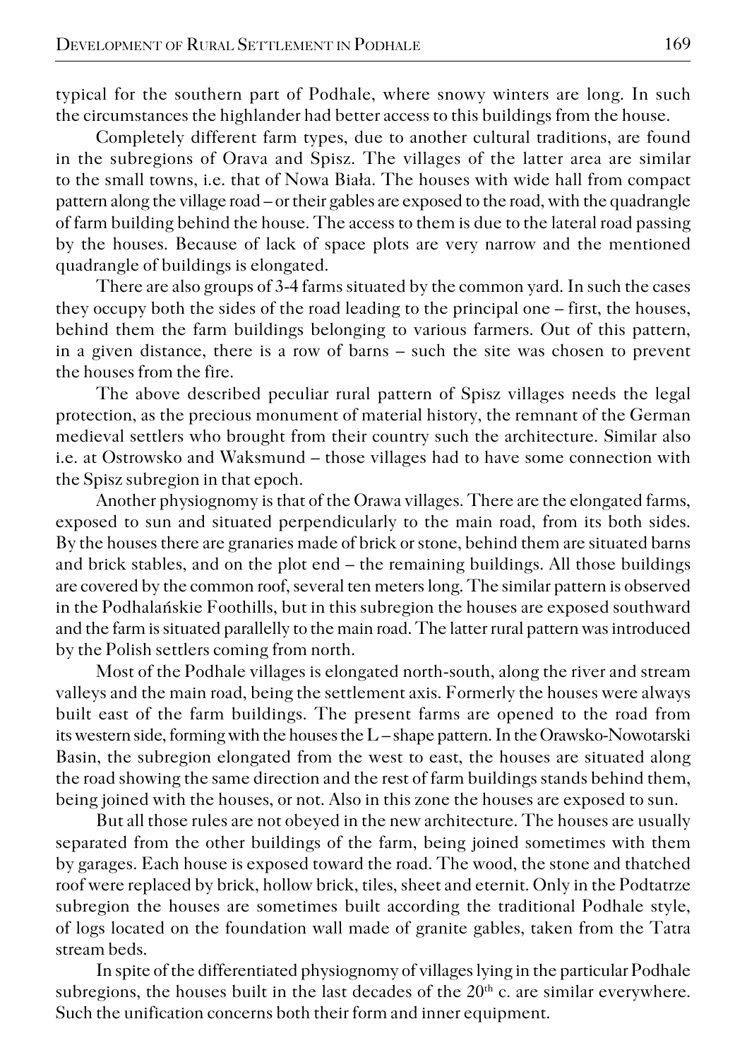typical for the southern part of Podhale, where snowy winters are long. In such the circumstances the highlander had better access to this buildings from the house.

Completely different farm types, due to another cultural traditions, are found in the subregions of Orava and Spisz. The villages of the latter area are similar to the small towns, i.e. that of Nowa Biała. The houses with wide hall from compact pattern along the village road – or their gables are exposed to the road, with the quadrangle of farm building behind the house. The access to them is due to the lateral road passing by the houses. Because of lack of space plots are very narrow and the mentioned quadrangle of buildings is elongated.

There are also groups of 3-4 farms situated by the common yard. In such the cases they occupy both the sides of the road leading to the principal one – first, the houses, behind them the farm buildings belonging to various farmers. Out of this pattern, in a given distance, there is a row of barns – such the site was chosen to prevent the houses from the fire.

The above described peculiar rural pattern of Spisz villages needs the legal protection, as the precious monument of material history, the remnant of the German medieval settlers who brought from their country such the architecture. Similar also i.e. at Ostrowsko and Waksmund – those villages had to have some connection with the Spisz subregion in that epoch.

Another physiognomy is that of the Orawa villages. There are the elongated farms, exposed to sun and situated perpendicularly to the main road, from its both sides. By the houses there are granaries made of brick or stone, behind them are situated barns and brick stables, and on the plot end – the remaining buildings. All those buildings are covered by the common roof, several ten meters long. The similar pattern is observed in the Podhalańskie Foothills, but in this subregion the houses are exposed southward and the farm is situated parallelly to the main road. The latter rural pattern was introduced by the Polish settlers coming from north.

Most of the Podhale villages is elongated north-south, along the river and stream valleys and the main road, being the settlement axis. Formerly the houses were always built east of the farm buildings. The present farms are opened to the road from its western side, forming with the houses the L – shape pattern. In the Orawsko-Nowotarski Basin, the subregion elongated from the west to east, the houses are situated along the road showing the same direction and the rest of farm buildings stands behind them, being joined with the houses, or not. Also in this zone the houses are exposed to sun.

But all those rules are not obeyed in the new architecture. The houses are usually separated from the other buildings of the farm, being joined sometimes with them by garages. Each house is exposed toward the road. The wood, the stone and thatched roof were replaced by brick, hollow brick, tiles, sheet and eternit. Only in the Podtatrze subregion the houses are sometimes built according the traditional Podhale style, of logs located on the foundation wall made of granite gables, taken from the Tatra stream beds.

In spite of the differentiated physiognomy of villages lying in the particular Podhale subregions, the houses built in the last decades of the 20th c. are similar everywhere. Such the unification concerns both their form and inner equipment.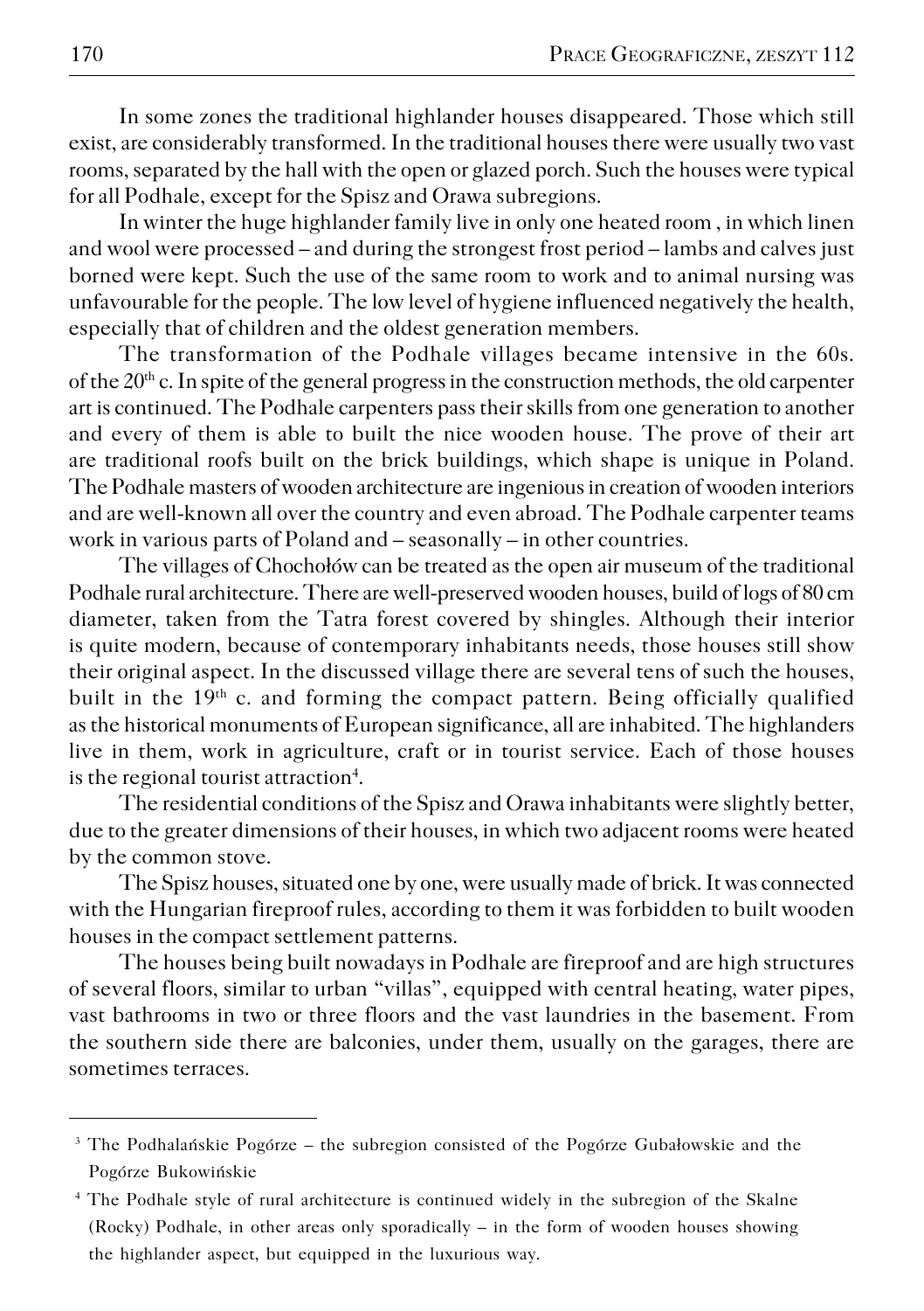In some zones the traditional highlander houses disappeared. Those which still exist, are considerably transformed. In the traditional houses there were usually two vast rooms, separated by the hall with the open or glazed porch. Such the houses were typical for all Podhale, except for the Spisz and Orawa subregions.

In winter the huge highlander family live in only one heated room , in which linen and wool were processed – and during the strongest frost period – lambs and calves just borned were kept. Such the use of the same room to work and to animal nursing was unfavourable for the people. The low level of hygiene influenced negatively the health, especially that of children and the oldest generation members.

The transformation of the Podhale villages became intensive in the 60s. of the 20th c. In spite of the general progress in the construction methods, the old carpenter art is continued. The Podhale carpenters pass their skills from one generation to another and every of them is able to built the nice wooden house. The prove of their art are traditional roofs built on the brick buildings, which shape is unique in Poland. The Podhale masters of wooden architecture are ingenious in creation of wooden interiors and are well-known all over the country and even abroad. The Podhale carpenter teams work in various parts of Poland and – seasonally – in other countries.

The villages of Chochołów can be treated as the open air museum of the traditional Podhale rural architecture. There are well-preserved wooden houses, build of logs of 80 cm diameter, taken from the Tatra forest covered by shingles. Although their interior is quite modern, because of contemporary inhabitants needs, those houses still show their original aspect. In the discussed village there are several tens of such the houses, built in the 19th c. and forming the compact pattern. Being officially qualified as the historical monuments of European significance, all are inhabited. The highlanders live in them, work in agriculture, craft or in tourist service. Each of those houses is the regional tourist attraction[4].

The residential conditions of the Spisz and Orawa inhabitants were slightly better, due to the greater dimensions of their houses, in which two adjacent rooms were heated by the common stove.

The Spisz houses, situated one by one, were usually made of brick. It was connected with the Hungarian fireproof rules, according to them it was forbidden to built wooden houses in the compact settlement patterns.

The houses being built nowadays in Podhale are fireproof and are high structures of several floors, similar to urban "villas", equipped with central heating, water pipes, vast bathrooms in two or three floors and the vast laundries in the basement. From the southern side there are balconies, under them, usually on the garages, there are sometimes terraces.

---

[3] The Podhalańskie Pogórze – the subregion consisted of the Pogórze Gubałowskie and the Pogórze Bukowińskie

[4] The Podhale style of rural architecture is continued widely in the subregion of the Skalne (Rocky) Podhale, in other areas only sporadically – in the form of wooden houses showing the highlander aspect, but equipped in the luxurious way.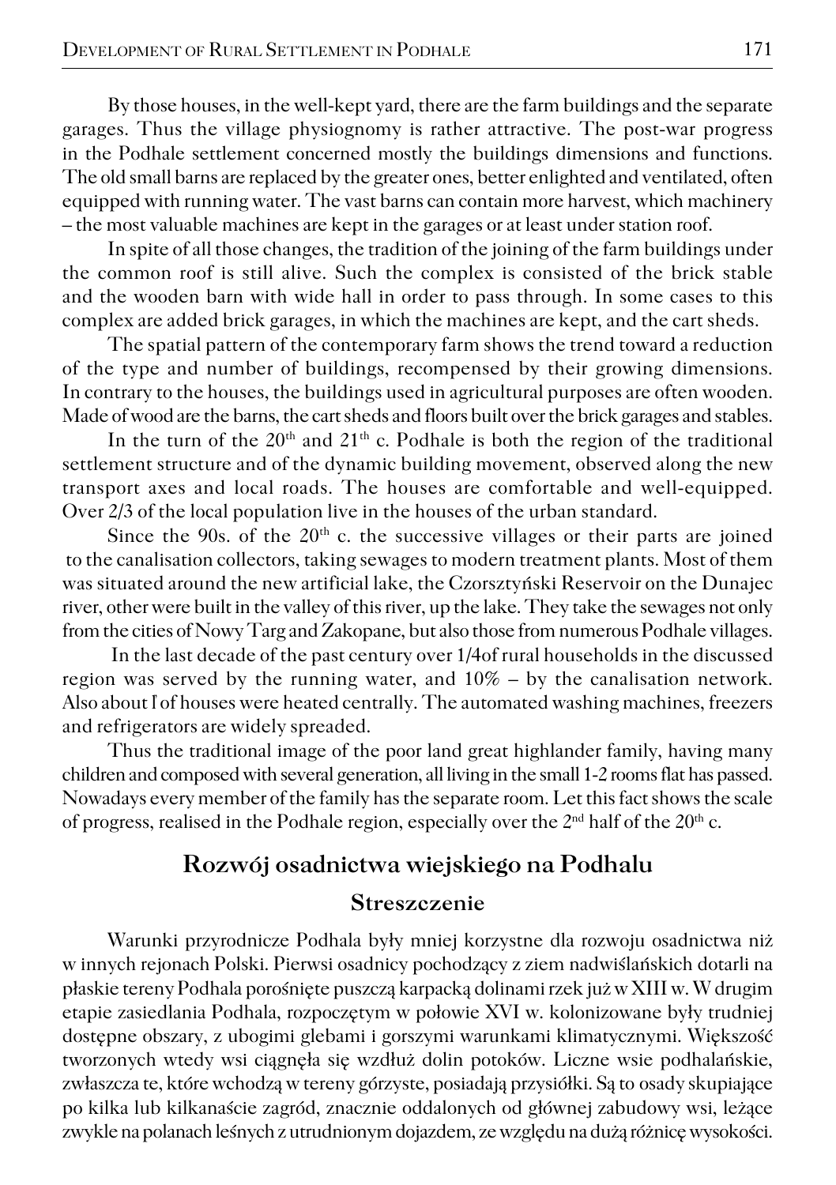By those houses, in the well-kept yard, there are the farm buildings and the separate garages. Thus the village physiognomy is rather attractive. The post-war progress in the Podhale settlement concerned mostly the buildings dimensions and functions. The old small barns are replaced by the greater ones, better enlighted and ventilated, often equipped with running water. The vast barns can contain more harvest, which machinery – the most valuable machines are kept in the garages or at least under station roof.

In spite of all those changes, the tradition of the joining of the farm buildings under the common roof is still alive. Such the complex is consisted of the brick stable and the wooden barn with wide hall in order to pass through. In some cases to this complex are added brick garages, in which the machines are kept, and the cart sheds.

The spatial pattern of the contemporary farm shows the trend toward a reduction of the type and number of buildings, recompensed by their growing dimensions. In contrary to the houses, the buildings used in agricultural purposes are often wooden. Made of wood are the barns, the cart sheds and floors built over the brick garages and stables.

In the turn of the 20th and 21th c. Podhale is both the region of the traditional settlement structure and of the dynamic building movement, observed along the new transport axes and local roads. The houses are comfortable and well-equipped. Over 2/3 of the local population live in the houses of the urban standard.

Since the 90s. of the 20th c. the successive villages or their parts are joined to the canalisation collectors, taking sewages to modern treatment plants. Most of them was situated around the new artificial lake, the Czorsztyński Reservoir on the Dunajec river, other were built in the valley of this river, up the lake. They take the sewages not only from the cities of Nowy Targ and Zakopane, but also those from numerous Podhale villages.

In the last decade of the past century over 1/4of rural households in the discussed region was served by the running water, and 10% – by the canalisation network. Also about Ľ of houses were heated centrally. The automated washing machines, freezers and refrigerators are widely spreaded.

Thus the traditional image of the poor land great highlander family, having many children and composed with several generation, all living in the small 1-2 rooms flat has passed. Nowadays every member of the family has the separate room. Let this fact shows the scale of progress, realised in the Podhale region, especially over the 2nd half of the 20th c.

## Rozwój osadnictwa wiejskiego na Podhalu

### Streszczenie

Warunki przyrodnicze Podhala były mniej korzystne dla rozwoju osadnictwa niż w innych rejonach Polski. Pierwsi osadnicy pochodzący z ziem nadwiślańskich dotarli na płaskie tereny Podhala porośnięte puszczą karpacką dolinami rzek już w XIII w. W drugim etapie zasiedlania Podhala, rozpoczętym w połowie XVI w. kolonizowane były trudniej dostępne obszary, z ubogimi glebami i gorszymi warunkami klimatycznymi. Większość tworzonych wtedy wsi ciągnęła się wzdłuż dolin potoków. Liczne wsie podhalańskie, zwłaszcza te, które wchodzą w tereny górzyste, posiadają przysiółki. Są to osady skupiające po kilka lub kilkanaście zagród, znacznie oddalonych od głównej zabudowy wsi, leżące zwykle na polanach leśnych z utrudnionym dojazdem, ze względu na dużą różnicę wysokości.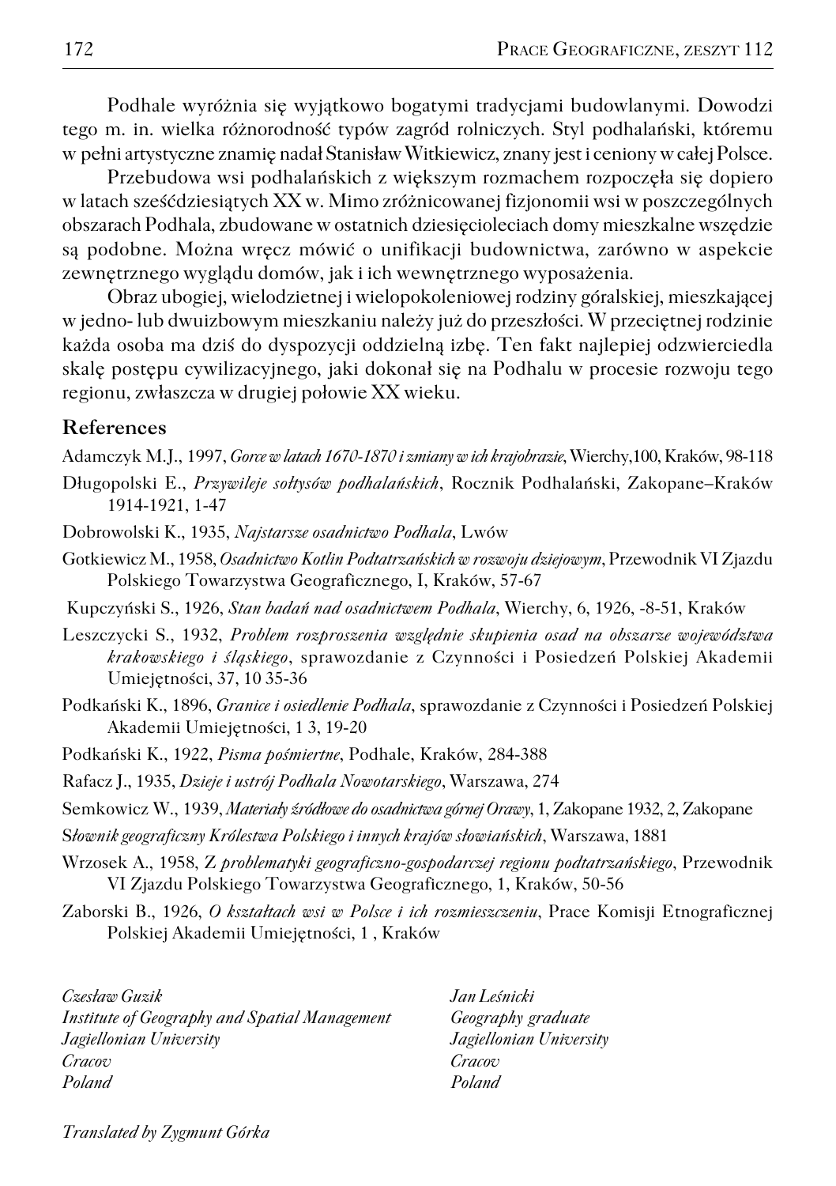Podhale wyróżnia się wyjątkowo bogatymi tradycjami budowlanymi. Dowodzi tego m. in. wielka różnorodność typów zagród rolniczych. Styl podhalański, któremu w pełni artystyczne znamię nadał Stanisław Witkiewicz, znany jest i ceniony w całej Polsce.

Przebudowa wsi podhalańskich z większym rozmachem rozpoczęła się dopiero w latach sześćdziesiątych XX w. Mimo zróżnicowanej fizjonomii wsi w poszczególnych obszarach Podhala, zbudowane w ostatnich dziesięcioleciach domy mieszkalne wszędzie są podobne. Można wręcz mówić o unifikacji budownictwa, zarówno w aspekcie zewnętrznego wyglądu domów, jak i ich wewnętrznego wyposażenia.

Obraz ubogiej, wielodzietnej i wielopokoleniowej rodziny góralskiej, mieszkającej w jedno- lub dwuizbowym mieszkaniu należy już do przeszłości. W przeciętnej rodzinie każda osoba ma dziś do dyspozycji oddzielną izbę. Ten fakt najlepiej odzwierciedla skalę postępu cywilizacyjnego, jaki dokonał się na Podhalu w procesie rozwoju tego regionu, zwłaszcza w drugiej połowie XX wieku.

## References

Adamczyk M.J., 1997, *Gorce w latach 1670-1870 i zmiany w ich krajobrazie*, Wierchy,100, Kraków, 98-118

Długopolski E., *Przywileje sołtysów podhalańskich*, Rocznik Podhalański, Zakopane–Kraków 1914-1921, 1-47

Dobrowolski K., 1935, *Najstarsze osadnictwo Podhala*, Lwów

Gotkiewicz M., 1958, *Osadnictwo Kotlin Podtatrzańskich w rozwoju dziejowym*, Przewodnik VI Zjazdu Polskiego Towarzystwa Geograficznego, I, Kraków, 57-67

Kupczyński S., 1926, *Stan badań nad osadnictwem Podhala*, Wierchy, 6, 1926, -8-51, Kraków

Leszczycki S., 1932, *Problem rozproszenia względnie skupienia osad na obszarze województwa krakowskiego i śląskiego*, sprawozdanie z Czynności i Posiedzeń Polskiej Akademii Umiejętności, 37, 10 35-36

Podkański K., 1896, *Granice i osiedlenie Podhala*, sprawozdanie z Czynności i Posiedzeń Polskiej Akademii Umiejętności, 1 3, 19-20

Podkański K., 1922, *Pisma pośmiertne*, Podhale, Kraków, 284-388

Rafacz J., 1935, *Dzieje i ustrój Podhala Nowotarskiego*, Warszawa, 274

Semkowicz W., 1939, *Materiały źródłowe do osadnictwa górnej Orawy*, 1, Zakopane 1932, 2, Zakopane

*Słownik geograficzny Królestwa Polskiego i innych krajów słowiańskich*, Warszawa, 1881

Wrzosek A., 1958, Z *problematyki geograficzno-gospodarczej regionu podtatrzańskiego*, Przewodnik VI Zjazdu Polskiego Towarzystwa Geograficznego, 1, Kraków, 50-56

Zaborski B., 1926, *O kształtach wsi w Polsce i ich rozmieszczeniu*, Prace Komisji Etnograficznej Polskiej Akademii Umiejętności, 1 , Kraków

*Czesław Guzik*
*Institute of Geography and Spatial Management*
*Jagiellonian University*
*Cracov*
*Poland*

*Jan Leśnicki*
*Geography graduate*
*Jagiellonian University*
*Cracov*
*Poland*

*Translated by Zygmunt Górka*